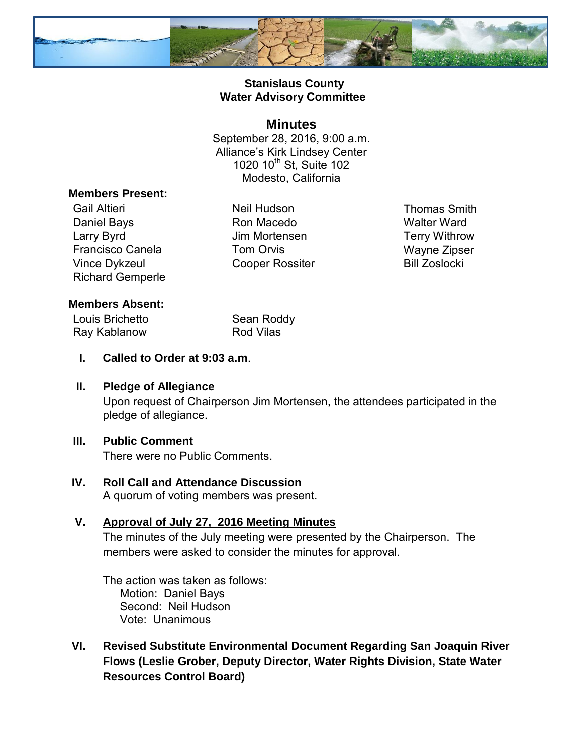**Stanislaus County**
**Water Advisory Committee**

# Minutes

September 28, 2016, 9:00 a.m.
Alliance's Kirk Lindsey Center
1020 10th St, Suite 102
Modesto, California

**Members Present:**

Gail Altieri
Daniel Bays
Larry Byrd
Francisco Canela
Vince Dykzeul
Richard Gemperle
Neil Hudson
Ron Macedo
Jim Mortensen
Tom Orvis
Cooper Rossiter
Thomas Smith
Walter Ward
Terry Withrow
Wayne Zipser
Bill Zoslocki

**Members Absent:**

Louis Brichetto
Ray Kablanow
Sean Roddy
Rod Vilas

**I. Called to Order at 9:03 a.m**.

**II. Pledge of Allegiance**

Upon request of Chairperson Jim Mortensen, the attendees participated in the pledge of allegiance.

**III. Public Comment**

There were no Public Comments.

**IV. Roll Call and Attendance Discussion**

A quorum of voting members was present.

**V. Approval of July 27, 2016 Meeting Minutes**

The minutes of the July meeting were presented by the Chairperson. The members were asked to consider the minutes for approval.

The action was taken as follows:
Motion: Daniel Bays
Second: Neil Hudson
Vote: Unanimous

**VI. Revised Substitute Environmental Document Regarding San Joaquin River Flows (Leslie Grober, Deputy Director, Water Rights Division, State Water Resources Control Board)**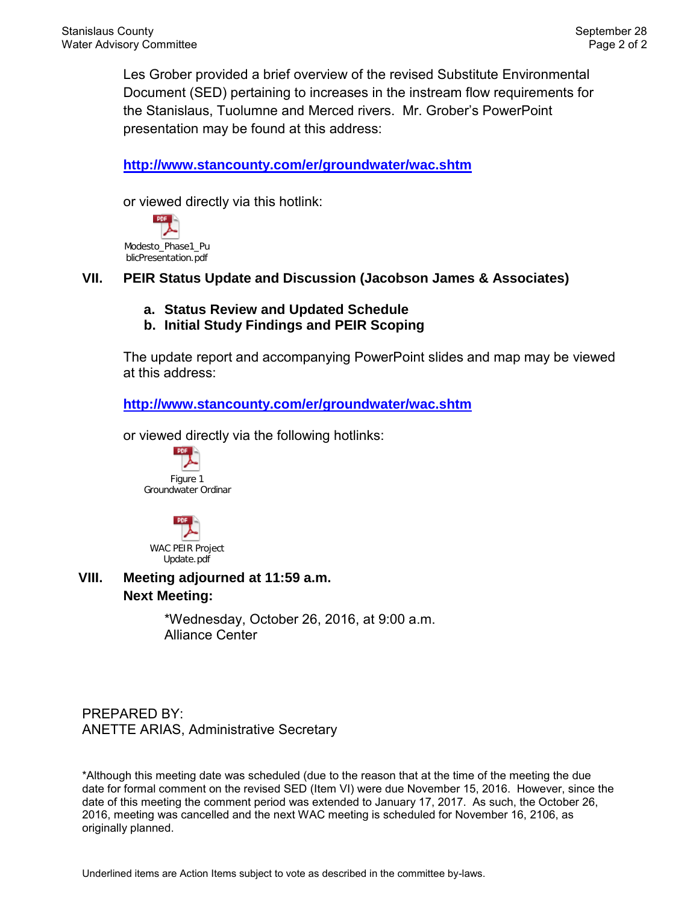Les Grober provided a brief overview of the revised Substitute Environmental Document (SED) pertaining to increases in the instream flow requirements for the Stanislaus, Tuolumne and Merced rivers. Mr. Grober's PowerPoint presentation may be found at this address:

**http://www.stancounty.com/er/groundwater/wac.shtm**

or viewed directly via this hotlink:

Modesto_Phase1_PublicPresentation.pdf

## VII. PEIR Status Update and Discussion (Jacobson James & Associates)

**a. Status Review and Updated Schedule**
**b. Initial Study Findings and PEIR Scoping**

The update report and accompanying PowerPoint slides and map may be viewed at this address:

**http://www.stancounty.com/er/groundwater/wac.shtm**

or viewed directly via the following hotlinks:

Figure 1 Groundwater Ordinar

WAC PEIR Project Update.pdf

## VIII. Meeting adjourned at 11:59 a.m.

**Next Meeting:**

*Wednesday, October 26, 2016, at 9:00 a.m.
Alliance Center

PREPARED BY:
ANETTE ARIAS, Administrative Secretary

*Although this meeting date was scheduled (due to the reason that at the time of the meeting the due date for formal comment on the revised SED (Item VI) were due November 15, 2016. However, since the date of this meeting the comment period was extended to January 17, 2017. As such, the October 26, 2016, meeting was cancelled and the next WAC meeting is scheduled for November 16, 2106, as originally planned.

Underlined items are Action Items subject to vote as described in the committee by-laws.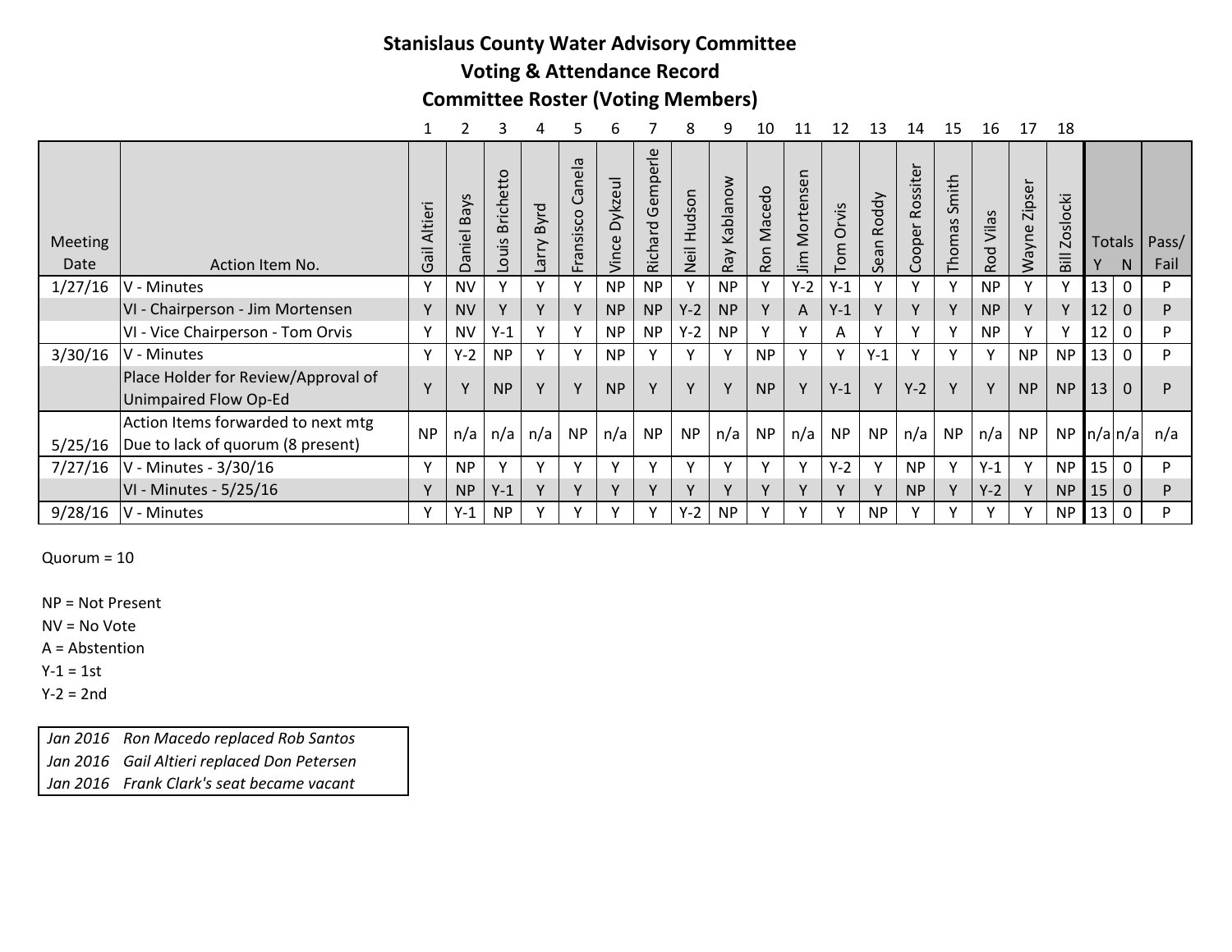# Stanislaus County Water Advisory Committee
## Voting & Attendance Record
## Committee Roster (Voting Members)

| | | 1 | 2 | 3 | 4 | 5 | 6 | 7 | 8 | 9 | 10 | 11 | 12 | 13 | 14 | 15 | 16 | 17 | 18 | | | |
|---|---|---|---|---|---|---|---|---|---|---|---|---|---|---|---|---|---|---|---|---|---|---|
| Meeting Date | Action Item No. | Gail Altieri | Daniel Bays | Louis Brichetto | Larry Byrd | Fransisco Canela | Vince Dykzeul | Richard Gemperle | Neil Hudson | Ray Kablanow | Ron Macedo | Jim Mortensen | Tom Orvis | Sean Roddy | Cooper Rossiter | Thomas Smith | Rod Vilas | Wayne Zipser | Bill Zoslocki | Totals Y | Totals N | Pass/ Fail |
| 1/27/16 | V - Minutes | Y | NV | Y | Y | Y | NP | NP | Y | NP | Y | Y-2 | Y-1 | Y | Y | Y | NP | Y | Y | 13 | 0 | P |
| | VI - Chairperson - Jim Mortensen | Y | NV | Y | Y | Y | NP | NP | Y-2 | NP | Y | A | Y-1 | Y | Y | Y | NP | Y | Y | 12 | 0 | P |
| | VI - Vice Chairperson - Tom Orvis | Y | NV | Y-1 | Y | Y | NP | NP | Y-2 | NP | Y | Y | A | Y | Y | Y | NP | Y | Y | 12 | 0 | P |
| 3/30/16 | V - Minutes | Y | Y-2 | NP | Y | Y | NP | Y | Y | Y | NP | Y | Y | Y-1 | Y | Y | Y | NP | NP | 13 | 0 | P |
| | Place Holder for Review/Approval of Unimpaired Flow Op-Ed | Y | Y | NP | Y | Y | NP | Y | Y | Y | NP | Y | Y-1 | Y | Y-2 | Y | Y | NP | NP | 13 | 0 | P |
| 5/25/16 | Action Items forwarded to next mtg Due to lack of quorum (8 present) | NP | n/a | n/a | n/a | NP | n/a | NP | NP | n/a | NP | n/a | NP | NP | n/a | NP | n/a | NP | NP | n/a | n/a | n/a |
| 7/27/16 | V - Minutes - 3/30/16 | Y | NP | Y | Y | Y | Y | Y | Y | Y | Y | Y | Y-2 | Y | NP | Y | Y-1 | Y | NP | 15 | 0 | P |
| | VI - Minutes - 5/25/16 | Y | NP | Y-1 | Y | Y | Y | Y | Y | Y | Y | Y | Y | Y | NP | Y | Y-2 | Y | NP | 15 | 0 | P |
| 9/28/16 | V - Minutes | Y | Y-1 | NP | Y | Y | Y | Y | Y-2 | NP | Y | Y | Y | NP | Y | Y | Y | Y | NP | 13 | 0 | P |

Quorum = 10

NP = Not Present
NV = No Vote
A = Abstention
Y-1 = 1st
Y-2 = 2nd

| | |
|---|---|
| *Jan 2016* | *Ron Macedo replaced Rob Santos* |
| *Jan 2016* | *Gail Altieri replaced Don Petersen* |
| *Jan 2016* | *Frank Clark's seat became vacant* |